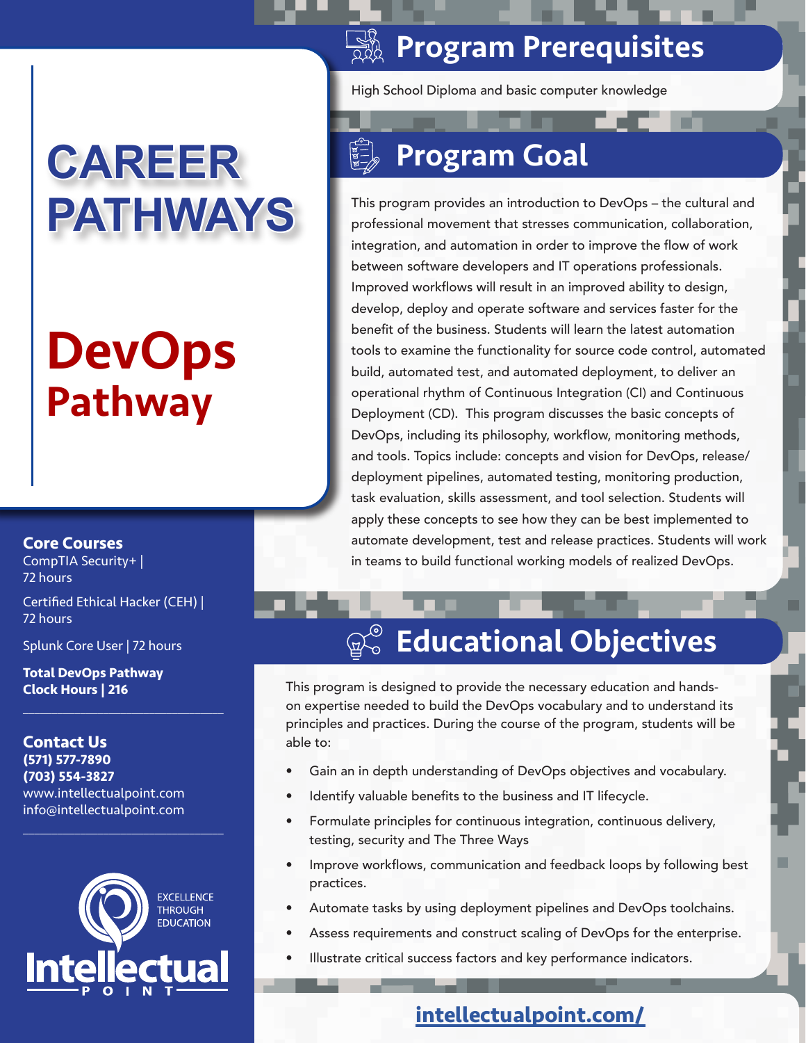# CAREER PATHWAYS

# DevOps Pathway

## Program Prerequisites

High School Diploma and basic computer knowledge

## Program Goal

This program provides an introduction to DevOps – the cultural and professional movement that stresses communication, collaboration, integration, and automation in order to improve the flow of work between software developers and IT operations professionals. Improved workflows will result in an improved ability to design, develop, deploy and operate software and services faster for the benefit of the business. Students will learn the latest automation tools to examine the functionality for source code control, automated build, automated test, and automated deployment, to deliver an operational rhythm of Continuous Integration (CI) and Continuous Deployment (CD). This program discusses the basic concepts of DevOps, including its philosophy, workflow, monitoring methods, and tools. Topics include: concepts and vision for DevOps, release/deployment pipelines, automated testing, monitoring production, task evaluation, skills assessment, and tool selection. Students will apply these concepts to see how they can be best implemented to automate development, test and release practices. Students will work in teams to build functional working models of realized DevOps.

## Educational Objectives

This program is designed to provide the necessary education and hands-on expertise needed to build the DevOps vocabulary and to understand its principles and practices. During the course of the program, students will be able to:

- Gain an in depth understanding of DevOps objectives and vocabulary.
- Identify valuable benefits to the business and IT lifecycle.
- Formulate principles for continuous integration, continuous delivery, testing, security and The Three Ways
- Improve workflows, communication and feedback loops by following best practices.
- Automate tasks by using deployment pipelines and DevOps toolchains.
- Assess requirements and construct scaling of DevOps for the enterprise.
- Illustrate critical success factors and key performance indicators.

**Core Courses**

CompTIA Security+ | 72 hours

Certified Ethical Hacker (CEH) | 72 hours

Splunk Core User | 72 hours

**Total DevOps Pathway Clock Hours | 216**

**Contact Us**

**(571) 577-7890**

**(703) 554-3827**

www.intellectualpoint.com

info@intellectualpoint.com

EXCELLENCE THROUGH EDUCATION

Intellectual POINT

intellectualpoint.com/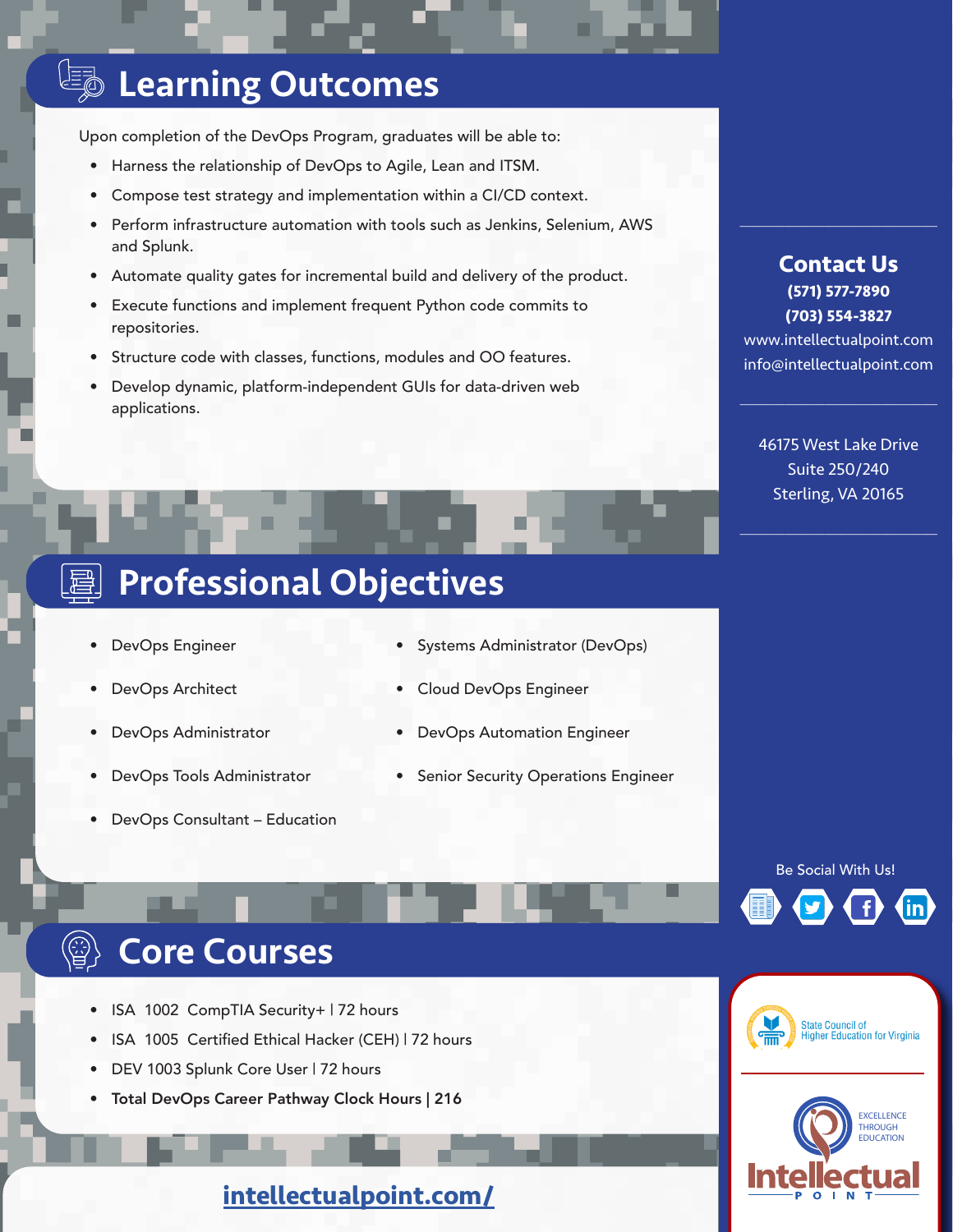## Learning Outcomes

Upon completion of the DevOps Program, graduates will be able to:

- Harness the relationship of DevOps to Agile, Lean and ITSM.
- Compose test strategy and implementation within a CI/CD context.
- Perform infrastructure automation with tools such as Jenkins, Selenium, AWS and Splunk.
- Automate quality gates for incremental build and delivery of the product.
- Execute functions and implement frequent Python code commits to repositories.
- Structure code with classes, functions, modules and OO features.
- Develop dynamic, platform-independent GUIs for data-driven web applications.

## Professional Objectives

- DevOps Engineer
- DevOps Architect
- DevOps Administrator
- DevOps Tools Administrator
- DevOps Consultant – Education
- Systems Administrator (DevOps)
- Cloud DevOps Engineer
- DevOps Automation Engineer
- Senior Security Operations Engineer

## Core Courses

- ISA 1002 CompTIA Security+ | 72 hours
- ISA 1005 Certified Ethical Hacker (CEH) | 72 hours
- DEV 1003 Splunk Core User | 72 hours
- **Total DevOps Career Pathway Clock Hours | 216**

intellectualpoint.com/

## Contact Us

**(571) 577-7890**
**(703) 554-3827**
www.intellectualpoint.com
info@intellectualpoint.com

46175 West Lake Drive
Suite 250/240
Sterling, VA 20165

Be Social With Us!

State Council of Higher Education for Virginia

EXCELLENCE THROUGH EDUCATION

Intellectual Point